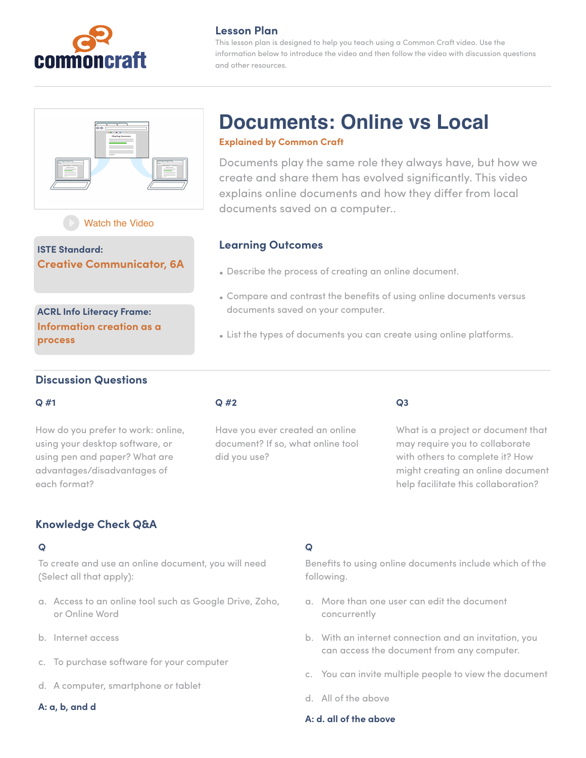commoncraft

## Lesson Plan

This lesson plan is designed to help you teach using a Common Craft video. Use the information below to introduce the video and then follow the video with discussion questions and other resources.

Watch the Video

**ISTE Standard:**
**Creative Communicator, 6A**

**ACRL Info Literacy Frame:**
**Information creation as a process**

# Documents: Online vs Local

**Explained by Common Craft**

Documents play the same role they always have, but how we create and share them has evolved significantly. This video explains online documents and how they differ from local documents saved on a computer..

### Learning Outcomes

- Describe the process of creating an online document.
- Compare and contrast the benefits of using online documents versus documents saved on your computer.
- List the types of documents you can create using online platforms.

## Discussion Questions

**Q #1**

How do you prefer to work: online, using your desktop software, or using pen and paper? What are advantages/disadvantages of each format?

**Q #2**

Have you ever created an online document? If so, what online tool did you use?

**Q3**

What is a project or document that may require you to collaborate with others to complete it? How might creating an online document help facilitate this collaboration?

## Knowledge Check Q&A

**Q**

To create and use an online document, you will need (Select all that apply):

a. Access to an online tool such as Google Drive, Zoho, or Online Word

b. Internet access

c. To purchase software for your computer

d. A computer, smartphone or tablet

**A: a, b, and d**

**Q**

Benefits to using online documents include which of the following.

a. More than one user can edit the document concurrently

b. With an internet connection and an invitation, you can access the document from any computer.

c. You can invite multiple people to view the document

d. All of the above

**A: d. all of the above**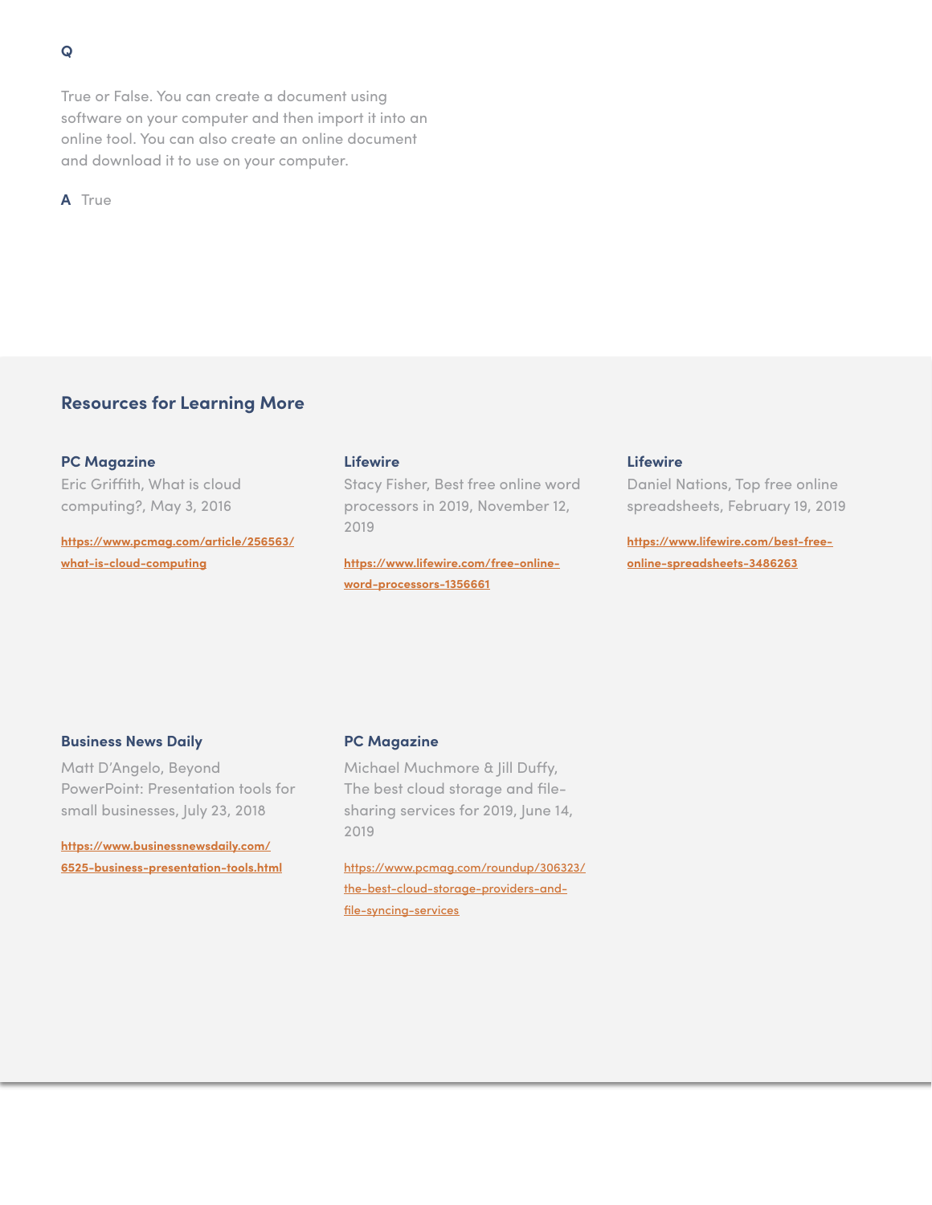**Q**

True or False. You can create a document using software on your computer and then import it into an online tool. You can also create an online document and download it to use on your computer.

**A** True

## Resources for Learning More

**PC Magazine**
Eric Griffith, What is cloud computing?, May 3, 2016

https://www.pcmag.com/article/256563/what-is-cloud-computing

**Lifewire**
Stacy Fisher, Best free online word processors in 2019, November 12, 2019

https://www.lifewire.com/free-online-word-processors-1356661

**Lifewire**
Daniel Nations, Top free online spreadsheets, February 19, 2019

https://www.lifewire.com/best-free-online-spreadsheets-3486263

**Business News Daily**
Matt D'Angelo, Beyond PowerPoint: Presentation tools for small businesses, July 23, 2018

https://www.businessnewsdaily.com/6525-business-presentation-tools.html

**PC Magazine**
Michael Muchmore & Jill Duffy, The best cloud storage and file-sharing services for 2019, June 14, 2019

https://www.pcmag.com/roundup/306323/the-best-cloud-storage-providers-and-file-syncing-services